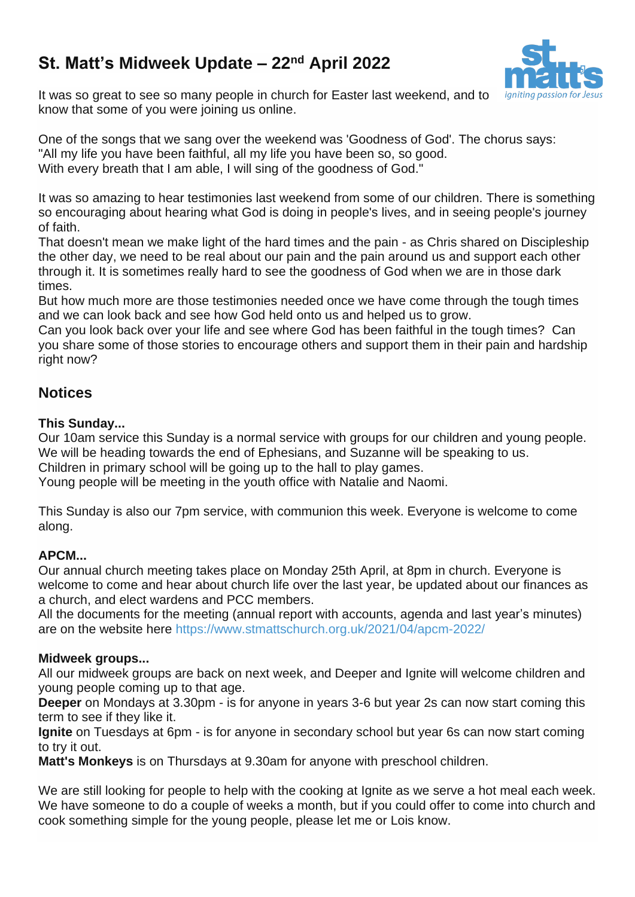# St. Matt's Midweek Update – 22nd April 2022

st matt's
*igniting passion for Jesus*

It was so great to see so many people in church for Easter last weekend, and to know that some of you were joining us online.

One of the songs that we sang over the weekend was 'Goodness of God'. The chorus says:
"All my life you have been faithful, all my life you have been so, so good.
With every breath that I am able, I will sing of the goodness of God."

It was so amazing to hear testimonies last weekend from some of our children. There is something so encouraging about hearing what God is doing in people's lives, and in seeing people's journey of faith.
That doesn't mean we make light of the hard times and the pain - as Chris shared on Discipleship the other day, we need to be real about our pain and the pain around us and support each other through it. It is sometimes really hard to see the goodness of God when we are in those dark times.
But how much more are those testimonies needed once we have come through the tough times and we can look back and see how God held onto us and helped us to grow.
Can you look back over your life and see where God has been faithful in the tough times? Can you share some of those stories to encourage others and support them in their pain and hardship right now?

## Notices

**This Sunday...**
Our 10am service this Sunday is a normal service with groups for our children and young people. We will be heading towards the end of Ephesians, and Suzanne will be speaking to us.
Children in primary school will be going up to the hall to play games.
Young people will be meeting in the youth office with Natalie and Naomi.

This Sunday is also our 7pm service, with communion this week. Everyone is welcome to come along.

**APCM...**
Our annual church meeting takes place on Monday 25th April, at 8pm in church. Everyone is welcome to come and hear about church life over the last year, be updated about our finances as a church, and elect wardens and PCC members.
All the documents for the meeting (annual report with accounts, agenda and last year's minutes) are on the website here https://www.stmattschurch.org.uk/2021/04/apcm-2022/

**Midweek groups...**
All our midweek groups are back on next week, and Deeper and Ignite will welcome children and young people coming up to that age.
**Deeper** on Mondays at 3.30pm - is for anyone in years 3-6 but year 2s can now start coming this term to see if they like it.
**Ignite** on Tuesdays at 6pm - is for anyone in secondary school but year 6s can now start coming to try it out.
**Matt's Monkeys** is on Thursdays at 9.30am for anyone with preschool children.

We are still looking for people to help with the cooking at Ignite as we serve a hot meal each week. We have someone to do a couple of weeks a month, but if you could offer to come into church and cook something simple for the young people, please let me or Lois know.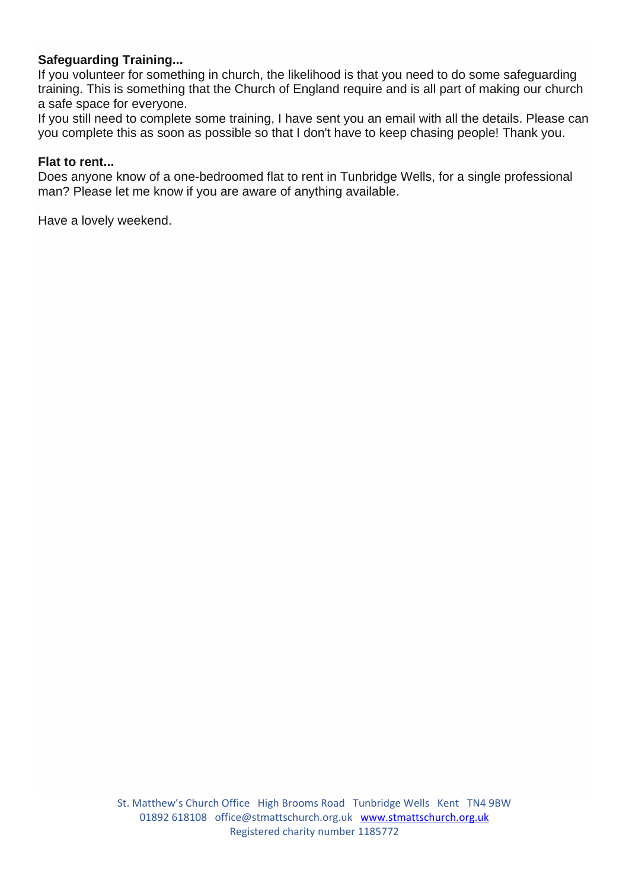**Safeguarding Training...**

If you volunteer for something in church, the likelihood is that you need to do some safeguarding training. This is something that the Church of England require and is all part of making our church a safe space for everyone.

If you still need to complete some training, I have sent you an email with all the details. Please can you complete this as soon as possible so that I don't have to keep chasing people! Thank you.

**Flat to rent...**

Does anyone know of a one-bedroomed flat to rent in Tunbridge Wells, for a single professional man? Please let me know if you are aware of anything available.

Have a lovely weekend.

St. Matthew's Church Office High Brooms Road Tunbridge Wells Kent TN4 9BW
01892 618108 office@stmattschurch.org.uk www.stmattschurch.org.uk
Registered charity number 1185772